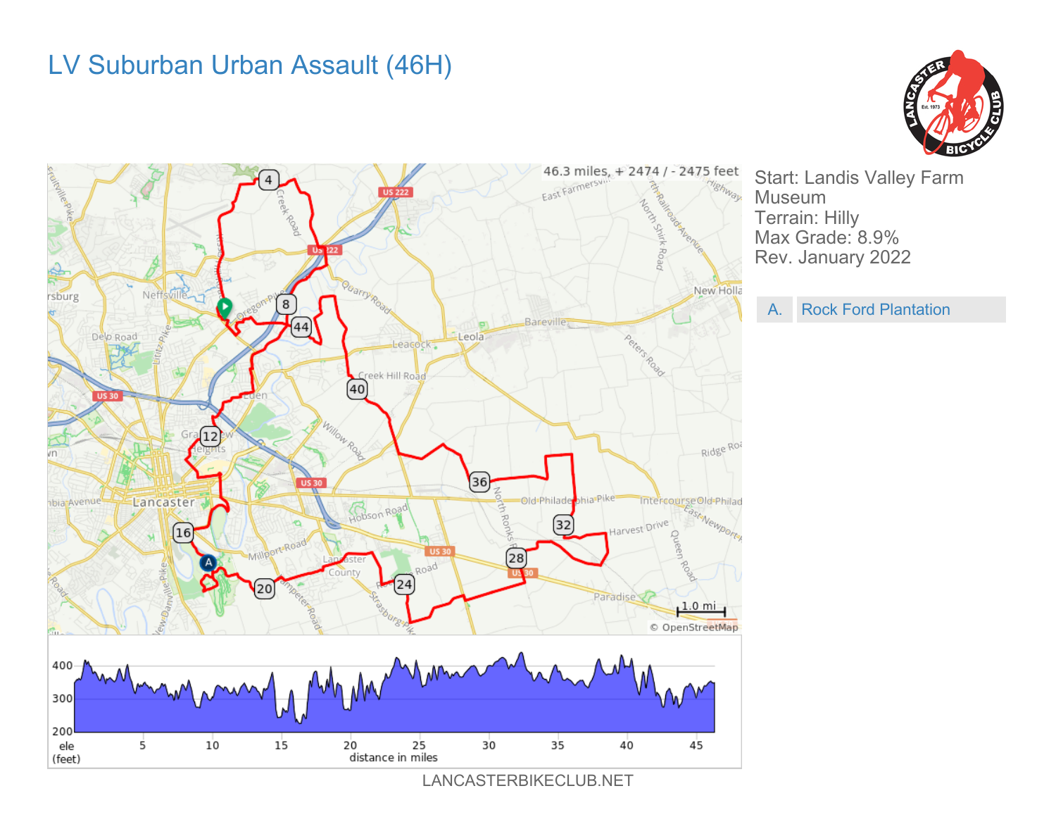# LV Suburban Urban Assault (46H)

Start: Landis Valley Farm Museum
Terrain: Hilly
Max Grade: 8.9%
Rev. January 2022

| A. | Rock Ford Plantation |
|---|---|

46.3 miles, + 2474 / - 2475 feet

LANCASTERBIKECLUB.NET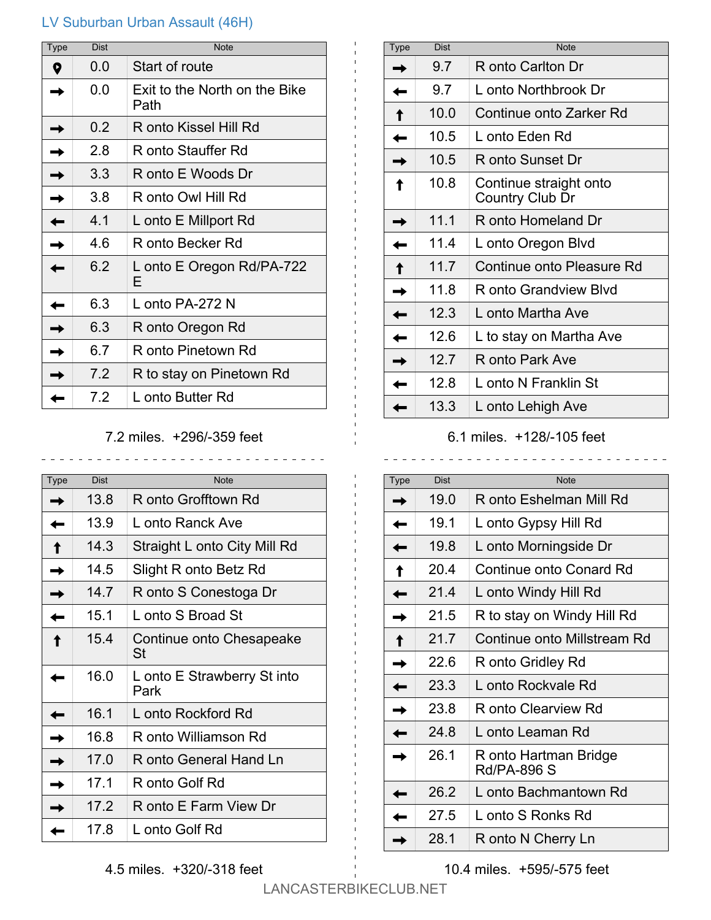## LV Suburban Urban Assault (46H)

| Type | Dist | Note |
|---|---|---|
| 📍 | 0.0 | Start of route |
| → | 0.0 | Exit to the North on the Bike Path |
| → | 0.2 | R onto Kissel Hill Rd |
| → | 2.8 | R onto Stauffer Rd |
| → | 3.3 | R onto E Woods Dr |
| → | 3.8 | R onto Owl Hill Rd |
| ← | 4.1 | L onto E Millport Rd |
| → | 4.6 | R onto Becker Rd |
| ← | 6.2 | L onto E Oregon Rd/PA-722 E |
| ← | 6.3 | L onto PA-272 N |
| → | 6.3 | R onto Oregon Rd |
| → | 6.7 | R onto Pinetown Rd |
| → | 7.2 | R to stay on Pinetown Rd |
| ← | 7.2 | L onto Butter Rd |

7.2 miles. +296/-359 feet

| Type | Dist | Note |
|---|---|---|
| → | 9.7 | R onto Carlton Dr |
| ← | 9.7 | L onto Northbrook Dr |
| ↑ | 10.0 | Continue onto Zarker Rd |
| ← | 10.5 | L onto Eden Rd |
| → | 10.5 | R onto Sunset Dr |
| ↑ | 10.8 | Continue straight onto Country Club Dr |
| → | 11.1 | R onto Homeland Dr |
| ← | 11.4 | L onto Oregon Blvd |
| ↑ | 11.7 | Continue onto Pleasure Rd |
| → | 11.8 | R onto Grandview Blvd |
| ← | 12.3 | L onto Martha Ave |
| ← | 12.6 | L to stay on Martha Ave |
| → | 12.7 | R onto Park Ave |
| ← | 12.8 | L onto N Franklin St |
| ← | 13.3 | L onto Lehigh Ave |

6.1 miles. +128/-105 feet

| Type | Dist | Note |
|---|---|---|
| → | 13.8 | R onto Grofftown Rd |
| ← | 13.9 | L onto Ranck Ave |
| ↑ | 14.3 | Straight L onto City Mill Rd |
| → | 14.5 | Slight R onto Betz Rd |
| → | 14.7 | R onto S Conestoga Dr |
| ← | 15.1 | L onto S Broad St |
| ↑ | 15.4 | Continue onto Chesapeake St |
| ← | 16.0 | L onto E Strawberry St into Park |
| ← | 16.1 | L onto Rockford Rd |
| → | 16.8 | R onto Williamson Rd |
| → | 17.0 | R onto General Hand Ln |
| → | 17.1 | R onto Golf Rd |
| → | 17.2 | R onto E Farm View Dr |
| ← | 17.8 | L onto Golf Rd |

4.5 miles. +320/-318 feet

| Type | Dist | Note |
|---|---|---|
| → | 19.0 | R onto Eshelman Mill Rd |
| ← | 19.1 | L onto Gypsy Hill Rd |
| ← | 19.8 | L onto Morningside Dr |
| ↑ | 20.4 | Continue onto Conard Rd |
| ← | 21.4 | L onto Windy Hill Rd |
| → | 21.5 | R to stay on Windy Hill Rd |
| ↑ | 21.7 | Continue onto Millstream Rd |
| → | 22.6 | R onto Gridley Rd |
| ← | 23.3 | L onto Rockvale Rd |
| → | 23.8 | R onto Clearview Rd |
| ← | 24.8 | L onto Leaman Rd |
| → | 26.1 | R onto Hartman Bridge Rd/PA-896 S |
| ← | 26.2 | L onto Bachmantown Rd |
| ← | 27.5 | L onto S Ronks Rd |
| → | 28.1 | R onto N Cherry Ln |

10.4 miles. +595/-575 feet

LANCASTERBIKECLUB.NET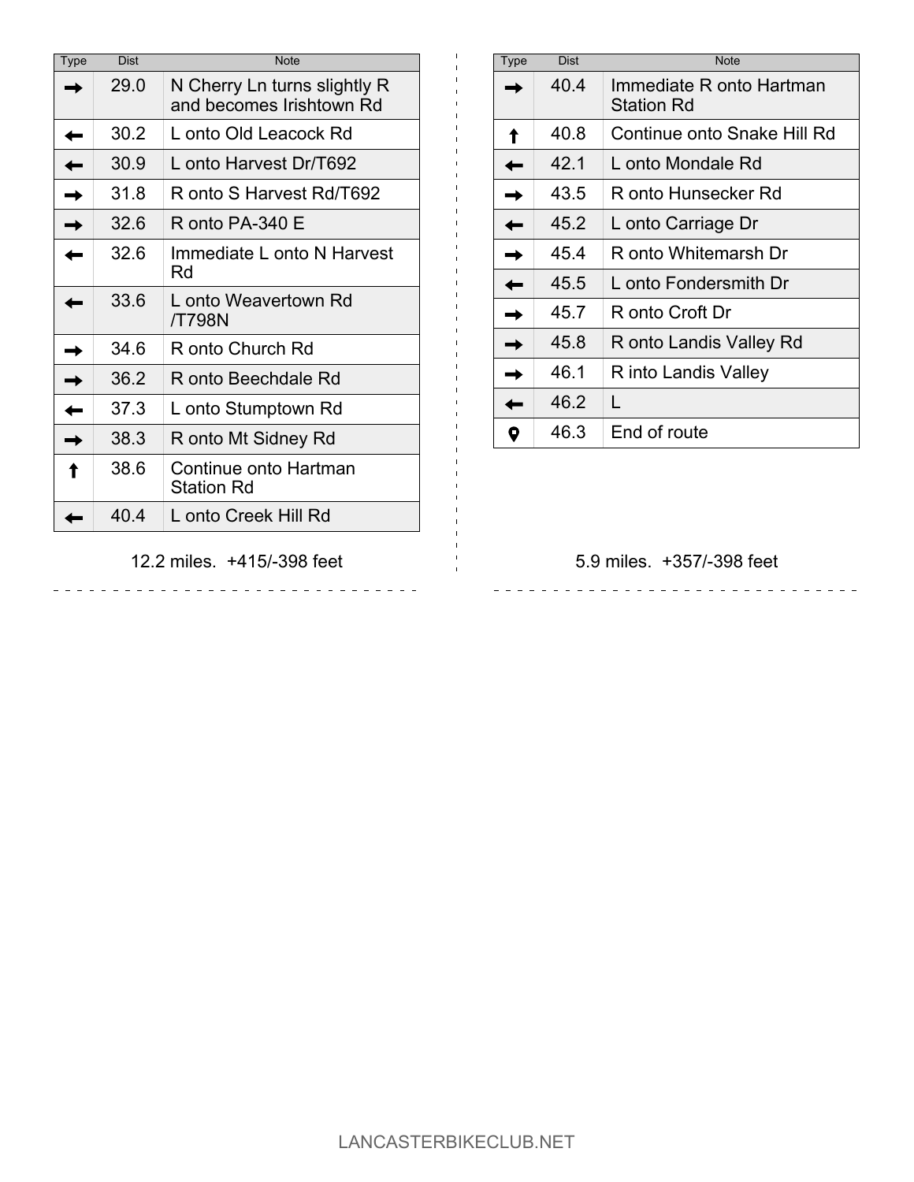| Type | Dist | Note |
|---|---|---|
| → | 29.0 | N Cherry Ln turns slightly R and becomes Irishtown Rd |
| ← | 30.2 | L onto Old Leacock Rd |
| ← | 30.9 | L onto Harvest Dr/T692 |
| → | 31.8 | R onto S Harvest Rd/T692 |
| → | 32.6 | R onto PA-340 E |
| ← | 32.6 | Immediate L onto N Harvest Rd |
| ← | 33.6 | L onto Weavertown Rd /T798N |
| → | 34.6 | R onto Church Rd |
| → | 36.2 | R onto Beechdale Rd |
| ← | 37.3 | L onto Stumptown Rd |
| → | 38.3 | R onto Mt Sidney Rd |
| ↑ | 38.6 | Continue onto Hartman Station Rd |
| ← | 40.4 | L onto Creek Hill Rd |

12.2 miles. +415/-398 feet

| Type | Dist | Note |
|---|---|---|
| → | 40.4 | Immediate R onto Hartman Station Rd |
| ↑ | 40.8 | Continue onto Snake Hill Rd |
| ← | 42.1 | L onto Mondale Rd |
| → | 43.5 | R onto Hunsecker Rd |
| ← | 45.2 | L onto Carriage Dr |
| → | 45.4 | R onto Whitemarsh Dr |
| ← | 45.5 | L onto Fondersmith Dr |
| → | 45.7 | R onto Croft Dr |
| → | 45.8 | R onto Landis Valley Rd |
| → | 46.1 | R into Landis Valley |
| ← | 46.2 | L |
| 📍 | 46.3 | End of route |

5.9 miles. +357/-398 feet

LANCASTERBIKECLUB.NET